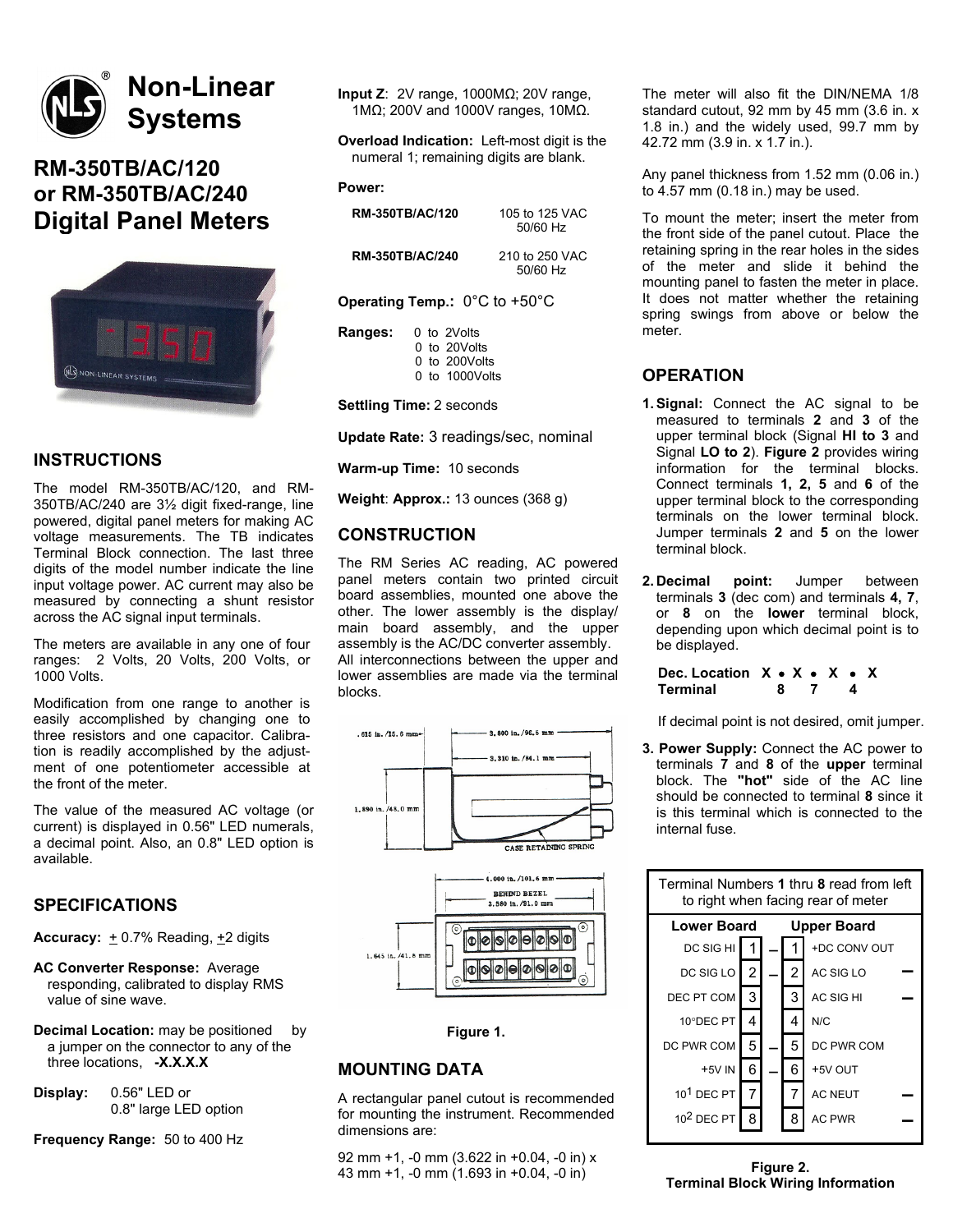# Non-Linear Systems

# RM-350TB/AC/120 or RM-350TB/AC/240 Digital Panel Meters

## INSTRUCTIONS

The model RM-350TB/AC/120, and RM-350TB/AC/240 are 3½ digit fixed-range, line powered, digital panel meters for making AC voltage measurements. The TB indicates Terminal Block connection. The last three digits of the model number indicate the line input voltage power. AC current may also be measured by connecting a shunt resistor across the AC signal input terminals.

The meters are available in any one of four ranges: 2 Volts, 20 Volts, 200 Volts, or 1000 Volts.

Modification from one range to another is easily accomplished by changing one to three resistors and one capacitor. Calibration is readily accomplished by the adjustment of one potentiometer accessible at the front of the meter.

The value of the measured AC voltage (or current) is displayed in 0.56" LED numerals, a decimal point. Also, an 0.8" LED option is available.

## SPECIFICATIONS

**Accuracy:** ± 0.7% Reading, ±2 digits

**AC Converter Response:** Average responding, calibrated to display RMS value of sine wave.

**Decimal Location:** may be positioned by a jumper on the connector to any of the three locations, **-X.X.X.X**

**Display:** 0.56" LED or 0.8" large LED option

**Frequency Range:** 50 to 400 Hz

**Input Z**: 2V range, 1000MΩ; 20V range, 1MΩ; 200V and 1000V ranges, 10MΩ.

**Overload Indication:** Left-most digit is the numeral 1; remaining digits are blank.

**Power:**

| | |
|---|---|
| **RM-350TB/AC/120** | 105 to 125 VAC 50/60 Hz |
| **RM-350TB/AC/240** | 210 to 250 VAC 50/60 Hz |

**Operating Temp.:** 0°C to +50°C

**Ranges:**
- 0 to 2Volts
- 0 to 20Volts
- 0 to 200Volts
- 0 to 1000Volts

**Settling Time:** 2 seconds

**Update Rate:** 3 readings/sec, nominal

**Warm-up Time:** 10 seconds

**Weight**: **Approx.:** 13 ounces (368 g)

## CONSTRUCTION

The RM Series AC reading, AC powered panel meters contain two printed circuit board assemblies, mounted one above the other. The lower assembly is the display/main board assembly, and the upper assembly is the AC/DC converter assembly. All interconnections between the upper and lower assemblies are made via the terminal blocks.

.615 in./15.6 mm | 3.800 in./96.5 mm | 3.310 in./84.1 mm | 1.890 in./48.0 mm | CASE RETAINING SPRING

4.000 in./101.6 mm | BEHIND BEZEL 3.580 in./91.0 mm | 1.645 in./41.8 mm

**Figure 1.**

## MOUNTING DATA

A rectangular panel cutout is recommended for mounting the instrument. Recommended dimensions are:

92 mm +1, -0 mm (3.622 in +0.04, -0 in) x 43 mm +1, -0 mm (1.693 in +0.04, -0 in)

The meter will also fit the DIN/NEMA 1/8 standard cutout, 92 mm by 45 mm (3.6 in. x 1.8 in.) and the widely used, 99.7 mm by 42.72 mm (3.9 in. x 1.7 in.).

Any panel thickness from 1.52 mm (0.06 in.) to 4.57 mm (0.18 in.) may be used.

To mount the meter; insert the meter from the front side of the panel cutout. Place the retaining spring in the rear holes in the sides of the meter and slide it behind the mounting panel to fasten the meter in place. It does not matter whether the retaining spring swings from above or below the meter.

## OPERATION

1. **Signal:** Connect the AC signal to be measured to terminals **2** and **3** of the upper terminal block (Signal **HI to 3** and Signal **LO to 2**). **Figure 2** provides wiring information for the terminal blocks. Connect terminals **1, 2, 5** and **6** of the upper terminal block to the corresponding terminals on the lower terminal block. Jumper terminals **2** and **5** on the lower terminal block.

2. **Decimal point:** Jumper between terminals **3** (dec com) and terminals **4, 7**, or **8** on the **lower** terminal block, depending upon which decimal point is to be displayed.

   | **Dec. Location** | X | • | X | • | X | • | X |
   |---|---|---|---|---|---|---|---|
   | **Terminal** | | 8 | | 7 | | 4 | |

   If decimal point is not desired, omit jumper.

3. **Power Supply:** Connect the AC power to terminals **7** and **8** of the **upper** terminal block. The **"hot"** side of the AC line should be connected to terminal **8** since it is this terminal which is connected to the internal fuse.

Terminal Numbers **1** thru **8** read from left to right when facing rear of meter

| Lower Board | | | | Upper Board | |
|---|---|---|---|---|---|
| DC SIG HI | 1 | — | 1 | +DC CONV OUT | |
| DC SIG LO | 2 | — | 2 | AC SIG LO | — |
| DEC PT COM | 3 | | 3 | AC SIG HI | — |
| $10^{0}$ DEC PT | 4 | | 4 | N/C | |
| DC PWR COM | 5 | — | 5 | DC PWR COM | |
| +5V IN | 6 | — | 6 | +5V OUT | |
| $10^{1}$ DEC PT | 7 | | 7 | AC NEUT | — |
| $10^{2}$ DEC PT | 8 | | 8 | AC PWR | — |

**Figure 2.**
**Terminal Block Wiring Information**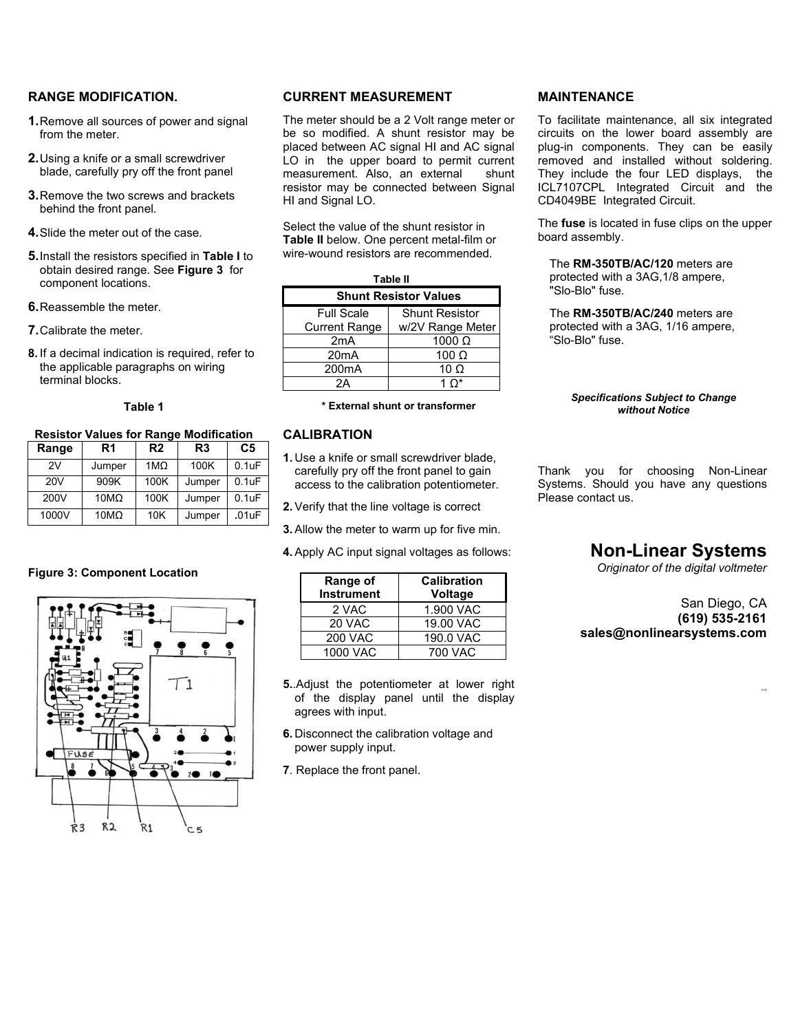## RANGE MODIFICATION.

1. Remove all sources of power and signal from the meter.
2. Using a knife or a small screwdriver blade, carefully pry off the front panel
3. Remove the two screws and brackets behind the front panel.
4. Slide the meter out of the case.
5. Install the resistors specified in **Table I** to obtain desired range. See **Figure 3** for component locations.
6. Reassemble the meter.
7. Calibrate the meter.
8. If a decimal indication is required, refer to the applicable paragraphs on wiring terminal blocks.

**Table 1**

**Resistor Values for Range Modification**

| Range | R1 | R2 | R3 | C5 |
|---|---|---|---|---|
| 2V | Jumper | 1MΩ | 100K | 0.1uF |
| 20V | 909K | 100K | Jumper | 0.1uF |
| 200V | 10MΩ | 100K | Jumper | 0.1uF |
| 1000V | 10MΩ | 10K | Jumper | .01uF |

**Figure 3: Component Location**

T1

FUSE

R3 R2 R1 C5

## CURRENT MEASUREMENT

The meter should be a 2 Volt range meter or be so modified. A shunt resistor may be placed between AC signal HI and AC signal LO in the upper board to permit current measurement. Also, an external shunt resistor may be connected between Signal HI and Signal LO.

Select the value of the shunt resistor in **Table II** below. One percent metal-film or wire-wound resistors are recommended.

**Table II**

| **Shunt Resistor Values** | |
|---|---|
| Full Scale Current Range | Shunt Resistor w/2V Range Meter |
| 2mA | 1000 Ω |
| 20mA | 100 Ω |
| 200mA | 10 Ω |
| 2A | 1 Ω* |

**\* External shunt or transformer**

## CALIBRATION

1. Use a knife or small screwdriver blade, carefully pry off the front panel to gain access to the calibration potentiometer.
2. Verify that the line voltage is correct
3. Allow the meter to warm up for five min.
4. Apply AC input signal voltages as follows:

| Range of Instrument | Calibration Voltage |
|---|---|
| 2 VAC | 1.900 VAC |
| 20 VAC | 19.00 VAC |
| 200 VAC | 190.0 VAC |
| 1000 VAC | 700 VAC |

5. .Adjust the potentiometer at lower right of the display panel until the display agrees with input.
6. Disconnect the calibration voltage and power supply input.
7. Replace the front panel.

## MAINTENANCE

To facilitate maintenance, all six integrated circuits on the lower board assembly are plug-in components. They can be easily removed and installed without soldering. They include the four LED displays, the ICL7107CPL Integrated Circuit and the CD4049BE Integrated Circuit.

The **fuse** is located in fuse clips on the upper board assembly.

The **RM-350TB/AC/120** meters are protected with a 3AG,1/8 ampere, "Slo-Blo" fuse.

The **RM-350TB/AC/240** meters are protected with a 3AG, 1/16 ampere, "Slo-Blo" fuse.

***Specifications Subject to Change without Notice***

Thank you for choosing Non-Linear Systems. Should you have any questions Please contact us.

**Non-Linear Systems**

*Originator of the digital voltmeter*

San Diego, CA

**(619) 535-2161**

**sales@nonlinearsystems.com**